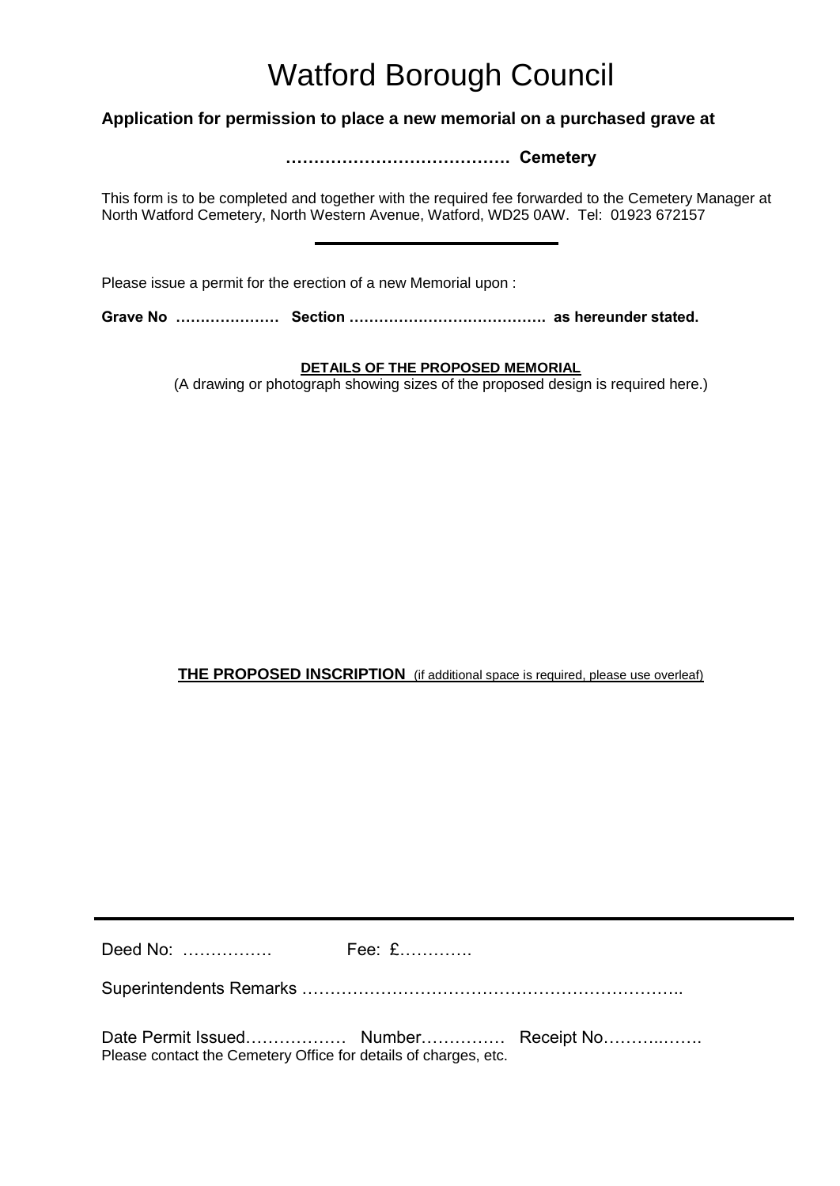# Watford Borough Council

**Application for permission to place a new memorial on a purchased grave at**

**…………………………………. Cemetery**

This form is to be completed and together with the required fee forwarded to the Cemetery Manager at North Watford Cemetery, North Western Avenue, Watford, WD25 0AW. Tel: 01923 672157

---

Please issue a permit for the erection of a new Memorial upon :

**Grave No ………………… Section …………………………………. as hereunder stated.**

**DETAILS OF THE PROPOSED MEMORIAL**
(A drawing or photograph showing sizes of the proposed design is required here.)

**THE PROPOSED INSCRIPTION** (if additional space is required, please use overleaf)

---

Deed No: ……………. Fee: £………….

Superintendents Remarks …………………………………………………………..

Date Permit Issued……………… Number…………… Receipt No………..…….

Please contact the Cemetery Office for details of charges, etc.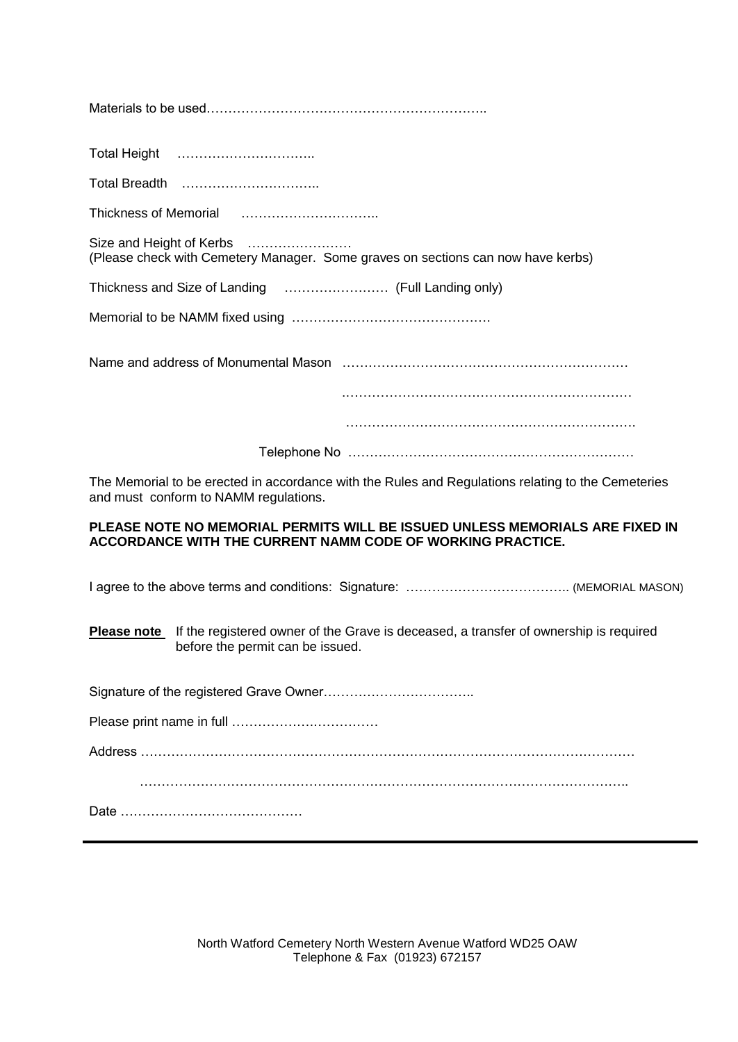Materials to be used………………………………………………………..

Total Height …………………………..

Total Breadth …………………………..

Thickness of Memorial …………………………..

Size and Height of Kerbs ……………………
(Please check with Cemetery Manager. Some graves on sections can now have kerbs)

Thickness and Size of Landing …………………… (Full Landing only)

Memorial to be NAMM fixed using ………………………………………

Name and address of Monumental Mason …………………………………………………………

…………………………………………………………

…………………………………………………………

Telephone No …………………………………………………………

The Memorial to be erected in accordance with the Rules and Regulations relating to the Cemeteries and must conform to NAMM regulations.

**PLEASE NOTE NO MEMORIAL PERMITS WILL BE ISSUED UNLESS MEMORIALS ARE FIXED IN ACCORDANCE WITH THE CURRENT NAMM CODE OF WORKING PRACTICE.**

I agree to the above terms and conditions: Signature: ……………………………….. (MEMORIAL MASON)

**Please note** If the registered owner of the Grave is deceased, a transfer of ownership is required before the permit can be issued.

Signature of the registered Grave Owner……………………………..

Please print name in full ……………………………

Address ……………………………………………………………………………………………………

……………………………………………………………………………………………………..

Date ……………………………………

North Watford Cemetery North Western Avenue Watford WD25 OAW
Telephone & Fax (01923) 672157